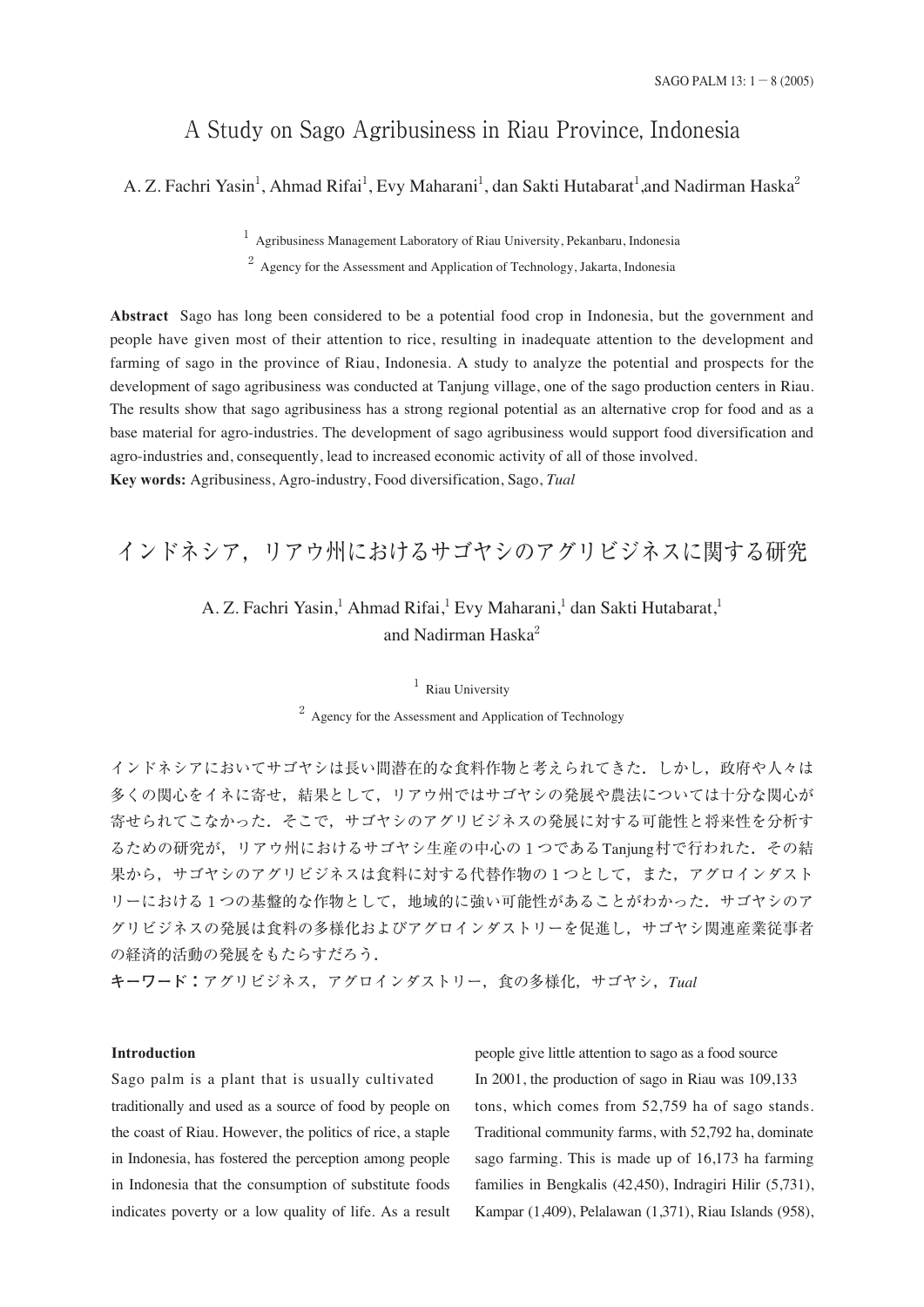# A Study on Sago Agribusiness in Riau Province, Indonesia

A. Z. Fachri Yasin[1], Ahmad Rifai[1], Evy Maharani[1], dan Sakti Hutabarat[1],and Nadirman Haska[2]

[1] Agribusiness Management Laboratory of Riau University, Pekanbaru, Indonesia

[2] Agency for the Assessment and Application of Technology, Jakarta, Indonesia

**Abstract** Sago has long been considered to be a potential food crop in Indonesia, but the government and people have given most of their attention to rice, resulting in inadequate attention to the development and farming of sago in the province of Riau, Indonesia. A study to analyze the potential and prospects for the development of sago agribusiness was conducted at Tanjung village, one of the sago production centers in Riau. The results show that sago agribusiness has a strong regional potential as an alternative crop for food and as a base material for agro-industries. The development of sago agribusiness would support food diversification and agro-industries and, consequently, lead to increased economic activity of all of those involved.

**Key words:** Agribusiness, Agro-industry, Food diversification, Sago, *Tual*

# インドネシア，リアウ州におけるサゴヤシのアグリビジネスに関する研究

A. Z. Fachri Yasin,[1] Ahmad Rifai,[1] Evy Maharani,[1] dan Sakti Hutabarat,[1] and Nadirman Haska[2]

[1] Riau University

[2] Agency for the Assessment and Application of Technology

インドネシアにおいてサゴヤシは長い間潜在的な食料作物と考えられてきた．しかし，政府や人々は多くの関心をイネに寄せ，結果として，リアウ州ではサゴヤシの発展や農法については十分な関心が寄せられてこなかった．そこで，サゴヤシのアグリビジネスの発展に対する可能性と将来性を分析するための研究が，リアウ州におけるサゴヤシ生産の中心の１つであるTanjung村で行われた．その結果から，サゴヤシのアグリビジネスは食料に対する代替作物の１つとして，また，アグロインダストリーにおける１つの基盤的な作物として，地域的に強い可能性があることがわかった．サゴヤシのアグリビジネスの発展は食料の多様化およびアグロインダストリーを促進し，サゴヤシ関連産業従事者の経済的活動の発展をもたらすだろう．

**キーワード：**アグリビジネス，アグロインダストリー，食の多様化，サゴヤシ，*Tual*

## Introduction

Sago palm is a plant that is usually cultivated traditionally and used as a source of food by people on the coast of Riau. However, the politics of rice, a staple in Indonesia, has fostered the perception among people in Indonesia that the consumption of substitute foods indicates poverty or a low quality of life. As a result people give little attention to sago as a food source

In 2001, the production of sago in Riau was 109,133 tons, which comes from 52,759 ha of sago stands. Traditional community farms, with 52,792 ha, dominate sago farming. This is made up of 16,173 ha farming families in Bengkalis (42,450), Indragiri Hilir (5,731), Kampar (1,409), Pelalawan (1,371), Riau Islands (958),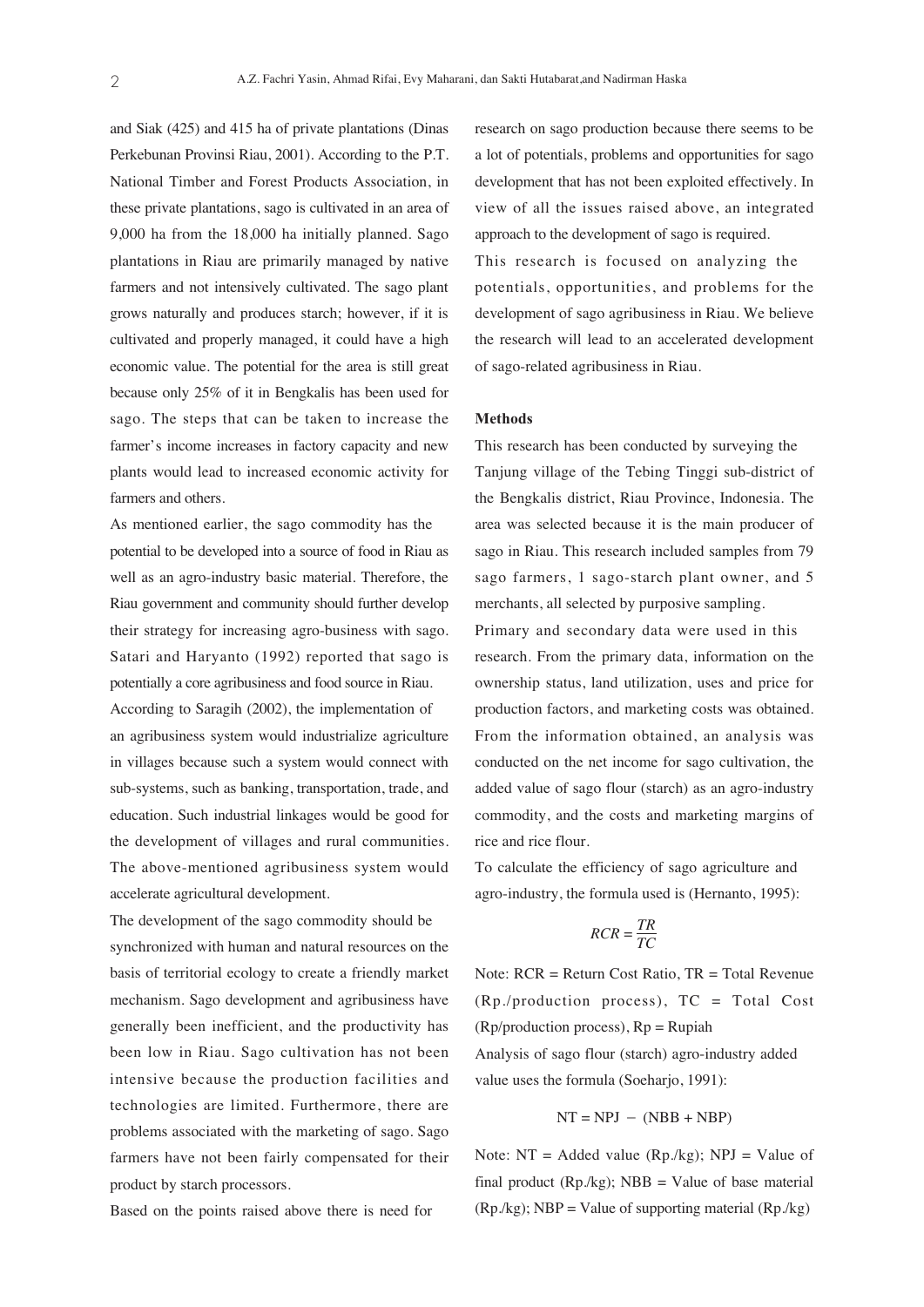and Siak (425) and 415 ha of private plantations (Dinas Perkebunan Provinsi Riau, 2001). According to the P.T. National Timber and Forest Products Association, in these private plantations, sago is cultivated in an area of 9,000 ha from the 18,000 ha initially planned. Sago plantations in Riau are primarily managed by native farmers and not intensively cultivated. The sago plant grows naturally and produces starch; however, if it is cultivated and properly managed, it could have a high economic value. The potential for the area is still great because only 25% of it in Bengkalis has been used for sago. The steps that can be taken to increase the farmer's income increases in factory capacity and new plants would lead to increased economic activity for farmers and others.

As mentioned earlier, the sago commodity has the potential to be developed into a source of food in Riau as well as an agro-industry basic material. Therefore, the Riau government and community should further develop their strategy for increasing agro-business with sago. Satari and Haryanto (1992) reported that sago is potentially a core agribusiness and food source in Riau.

According to Saragih (2002), the implementation of an agribusiness system would industrialize agriculture in villages because such a system would connect with sub-systems, such as banking, transportation, trade, and education. Such industrial linkages would be good for the development of villages and rural communities. The above-mentioned agribusiness system would accelerate agricultural development.

The development of the sago commodity should be synchronized with human and natural resources on the basis of territorial ecology to create a friendly market mechanism. Sago development and agribusiness have generally been inefficient, and the productivity has been low in Riau. Sago cultivation has not been intensive because the production facilities and technologies are limited. Furthermore, there are problems associated with the marketing of sago. Sago farmers have not been fairly compensated for their product by starch processors.

Based on the points raised above there is need for research on sago production because there seems to be a lot of potentials, problems and opportunities for sago development that has not been exploited effectively. In view of all the issues raised above, an integrated approach to the development of sago is required.

This research is focused on analyzing the potentials, opportunities, and problems for the development of sago agribusiness in Riau. We believe the research will lead to an accelerated development of sago-related agribusiness in Riau.

## Methods

This research has been conducted by surveying the Tanjung village of the Tebing Tinggi sub-district of the Bengkalis district, Riau Province, Indonesia. The area was selected because it is the main producer of sago in Riau. This research included samples from 79 sago farmers, 1 sago-starch plant owner, and 5 merchants, all selected by purposive sampling.

Primary and secondary data were used in this research. From the primary data, information on the ownership status, land utilization, uses and price for production factors, and marketing costs was obtained. From the information obtained, an analysis was conducted on the net income for sago cultivation, the added value of sago flour (starch) as an agro-industry commodity, and the costs and marketing margins of rice and rice flour.

To calculate the efficiency of sago agriculture and agro-industry, the formula used is (Hernanto, 1995):

$$RCR = \frac{TR}{TC}$$

Note: RCR = Return Cost Ratio, TR = Total Revenue (Rp./production process), TC = Total Cost (Rp/production process), Rp = Rupiah

Analysis of sago flour (starch) agro-industry added value uses the formula (Soeharjo, 1991):

$$NT = NPJ - (NBB + NBP)$$

Note: NT = Added value (Rp./kg); NPJ = Value of final product (Rp./kg); NBB = Value of base material (Rp./kg); NBP = Value of supporting material (Rp./kg)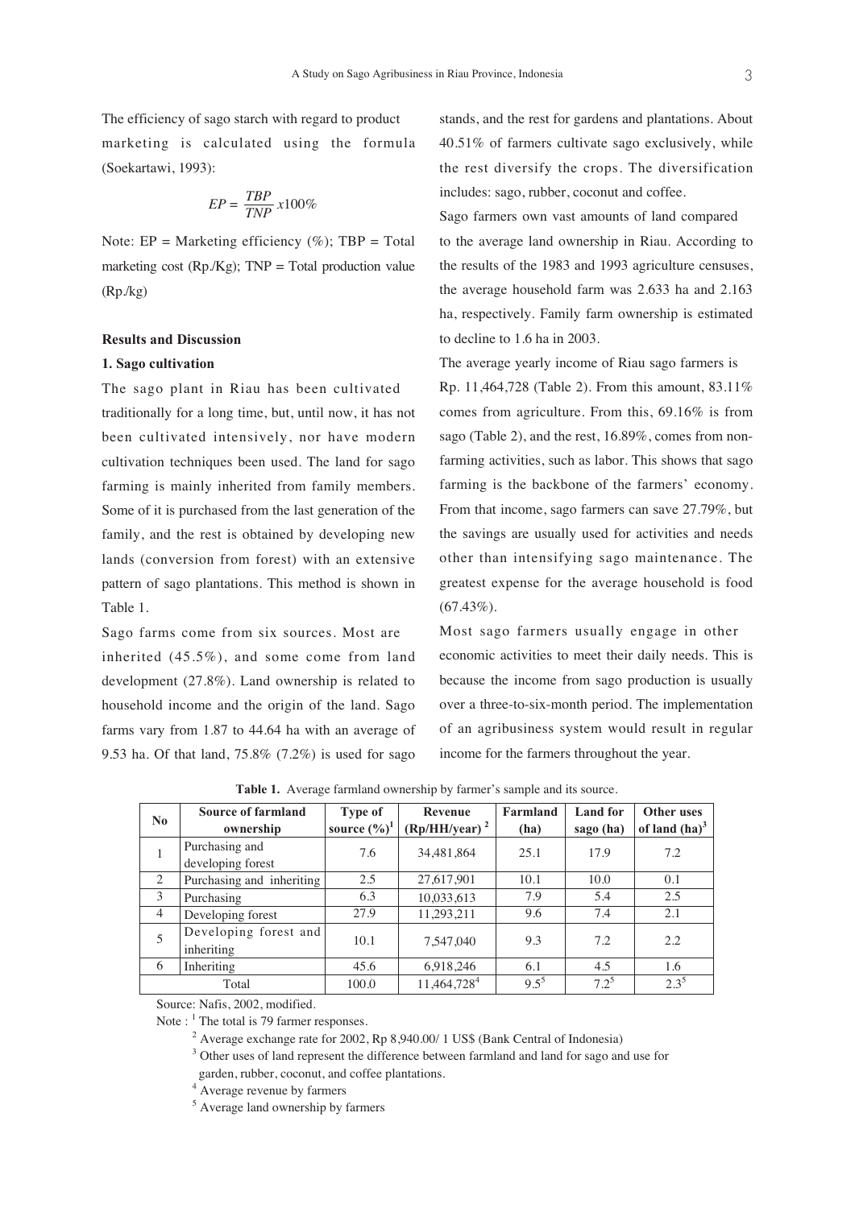The efficiency of sago starch with regard to product marketing is calculated using the formula (Soekartawi, 1993):

$$EP = \frac{TBP}{TNP} x100\%$$

Note: EP = Marketing efficiency (%); TBP = Total marketing cost (Rp./Kg); TNP = Total production value (Rp./kg)

**Results and Discussion**

**1. Sago cultivation**

The sago plant in Riau has been cultivated traditionally for a long time, but, until now, it has not been cultivated intensively, nor have modern cultivation techniques been used. The land for sago farming is mainly inherited from family members. Some of it is purchased from the last generation of the family, and the rest is obtained by developing new lands (conversion from forest) with an extensive pattern of sago plantations. This method is shown in Table 1.

Sago farms come from six sources. Most are inherited (45.5%), and some come from land development (27.8%). Land ownership is related to household income and the origin of the land. Sago farms vary from 1.87 to 44.64 ha with an average of 9.53 ha. Of that land, 75.8% (7.2%) is used for sago stands, and the rest for gardens and plantations. About 40.51% of farmers cultivate sago exclusively, while the rest diversify the crops. The diversification includes: sago, rubber, coconut and coffee.

Sago farmers own vast amounts of land compared to the average land ownership in Riau. According to the results of the 1983 and 1993 agriculture censuses, the average household farm was 2.633 ha and 2.163 ha, respectively. Family farm ownership is estimated to decline to 1.6 ha in 2003.

The average yearly income of Riau sago farmers is Rp. 11,464,728 (Table 2). From this amount, 83.11% comes from agriculture. From this, 69.16% is from sago (Table 2), and the rest, 16.89%, comes from non-farming activities, such as labor. This shows that sago farming is the backbone of the farmers' economy. From that income, sago farmers can save 27.79%, but the savings are usually used for activities and needs other than intensifying sago maintenance. The greatest expense for the average household is food (67.43%).

Most sago farmers usually engage in other economic activities to meet their daily needs. This is because the income from sago production is usually over a three-to-six-month period. The implementation of an agribusiness system would result in regular income for the farmers throughout the year.

**Table 1.** Average farmland ownership by farmer's sample and its source.

| No | Source of farmland ownership | Type of source (%)[1] | Revenue (Rp/HH/year)[2] | Farmland (ha) | Land for sago (ha) | Other uses of land (ha)[3] |
|---|---|---|---|---|---|---|
| 1 | Purchasing and developing forest | 7.6 | 34,481,864 | 25.1 | 17.9 | 7.2 |
| 2 | Purchasing and inheriting | 2.5 | 27,617,901 | 10.1 | 10.0 | 0.1 |
| 3 | Purchasing | 6.3 | 10,033,613 | 7.9 | 5.4 | 2.5 |
| 4 | Developing forest | 27.9 | 11,293,211 | 9.6 | 7.4 | 2.1 |
| 5 | Developing forest and inheriting | 10.1 | 7,547,040 | 9.3 | 7.2 | 2.2 |
| 6 | Inheriting | 45.6 | 6,918,246 | 6.1 | 4.5 | 1.6 |
| Total | | 100.0 | 11,464,728[4] | 9.5[5] | 7.2[5] | 2.3[5] |

Source: Nafis, 2002, modified.

Note : [1] The total is 79 farmer responses.

[2] Average exchange rate for 2002, Rp 8,940.00/ 1 US$ (Bank Central of Indonesia)

[3] Other uses of land represent the difference between farmland and land for sago and use for garden, rubber, coconut, and coffee plantations.

[4] Average revenue by farmers

[5] Average land ownership by farmers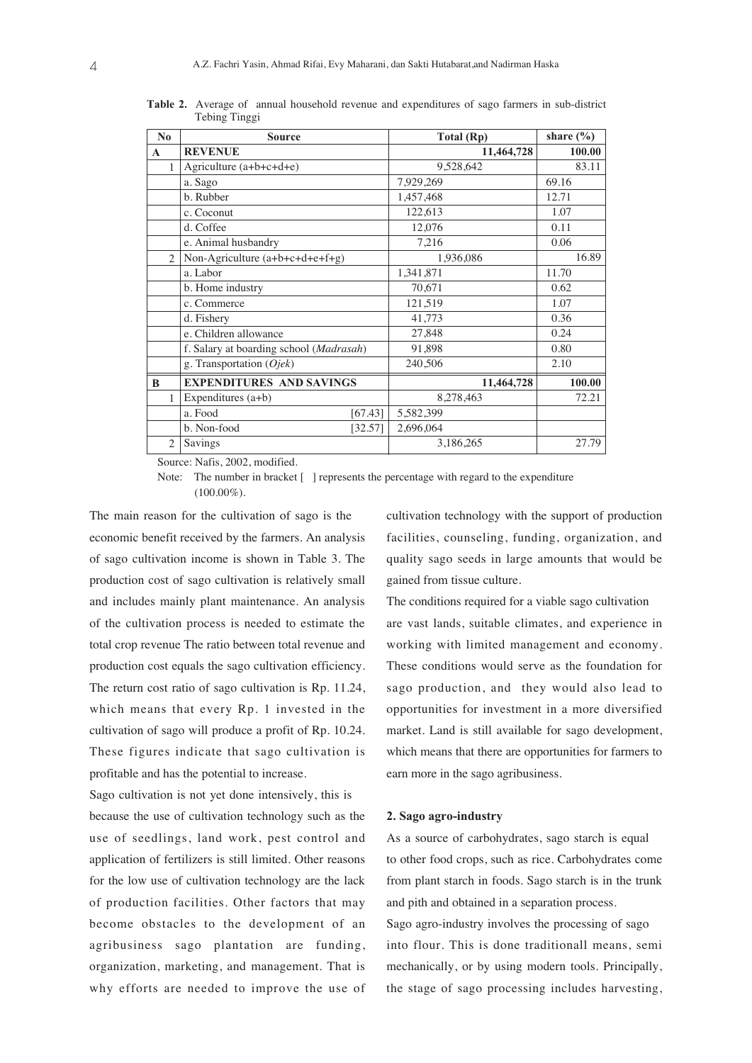**Table 2.** Average of annual household revenue and expenditures of sago farmers in sub-district Tebing Tinggi

| No | Source | | Total (Rp) | share (%) |
|---|---|---|---|---|
| **A** | **REVENUE** | | **11,464,728** | **100.00** |
| 1 | Agriculture (a+b+c+d+e) | | 9,528,642 | 83.11 |
| | a. Sago | | 7,929,269 | 69.16 |
| | b. Rubber | | 1,457,468 | 12.71 |
| | c. Coconut | | 122,613 | 1.07 |
| | d. Coffee | | 12,076 | 0.11 |
| | e. Animal husbandry | | 7,216 | 0.06 |
| 2 | Non-Agriculture (a+b+c+d+e+f+g) | | 1,936,086 | 16.89 |
| | a. Labor | | 1,341,871 | 11.70 |
| | b. Home industry | | 70,671 | 0.62 |
| | c. Commerce | | 121,519 | 1.07 |
| | d. Fishery | | 41,773 | 0.36 |
| | e. Children allowance | | 27,848 | 0.24 |
| | f. Salary at boarding school (*Madrasah*) | | 91,898 | 0.80 |
| | g. Transportation (*Ojek*) | | 240,506 | 2.10 |
| **B** | **EXPENDITURES AND SAVINGS** | | **11,464,728** | **100.00** |
| 1 | Expenditures (a+b) | | 8,278,463 | 72.21 |
| | a. Food | [67.43] | 5,582,399 | |
| | b. Non-food | [32.57] | 2,696,064 | |
| 2 | Savings | | 3,186,265 | 27.79 |

Source: Nafis, 2002, modified.

Note: The number in bracket [ ] represents the percentage with regard to the expenditure (100.00%).

The main reason for the cultivation of sago is the economic benefit received by the farmers. An analysis of sago cultivation income is shown in Table 3. The production cost of sago cultivation is relatively small and includes mainly plant maintenance. An analysis of the cultivation process is needed to estimate the total crop revenue The ratio between total revenue and production cost equals the sago cultivation efficiency. The return cost ratio of sago cultivation is Rp. 11.24, which means that every Rp. 1 invested in the cultivation of sago will produce a profit of Rp. 10.24. These figures indicate that sago cultivation is profitable and has the potential to increase.

Sago cultivation is not yet done intensively, this is because the use of cultivation technology such as the use of seedlings, land work, pest control and application of fertilizers is still limited. Other reasons for the low use of cultivation technology are the lack of production facilities. Other factors that may become obstacles to the development of an agribusiness sago plantation are funding, organization, marketing, and management. That is why efforts are needed to improve the use of cultivation technology with the support of production facilities, counseling, funding, organization, and quality sago seeds in large amounts that would be gained from tissue culture.

The conditions required for a viable sago cultivation are vast lands, suitable climates, and experience in working with limited management and economy. These conditions would serve as the foundation for sago production, and they would also lead to opportunities for investment in a more diversified market. Land is still available for sago development, which means that there are opportunities for farmers to earn more in the sago agribusiness.

### 2. Sago agro-industry

As a source of carbohydrates, sago starch is equal to other food crops, such as rice. Carbohydrates come from plant starch in foods. Sago starch is in the trunk and pith and obtained in a separation process.

Sago agro-industry involves the processing of sago into flour. This is done traditionall means, semi mechanically, or by using modern tools. Principally, the stage of sago processing includes harvesting,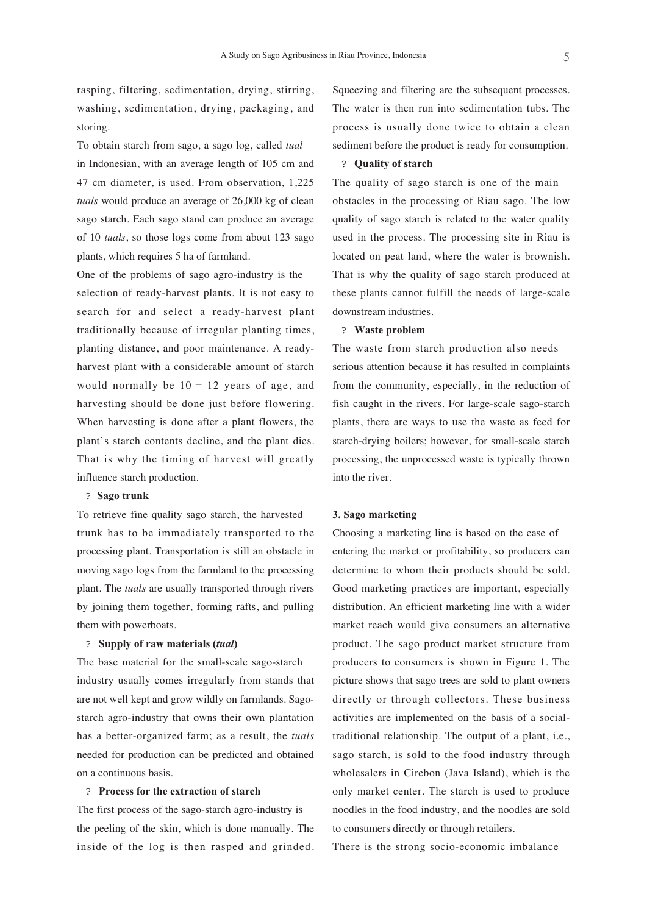rasping, filtering, sedimentation, drying, stirring, washing, sedimentation, drying, packaging, and storing.

To obtain starch from sago, a sago log, called *tual* in Indonesian, with an average length of 105 cm and 47 cm diameter, is used. From observation, 1,225 *tuals* would produce an average of 26,000 kg of clean sago starch. Each sago stand can produce an average of 10 *tuals*, so those logs come from about 123 sago plants, which requires 5 ha of farmland.

One of the problems of sago agro-industry is the selection of ready-harvest plants. It is not easy to search for and select a ready-harvest plant traditionally because of irregular planting times, planting distance, and poor maintenance. A ready-harvest plant with a considerable amount of starch would normally be 10 − 12 years of age, and harvesting should be done just before flowering. When harvesting is done after a plant flowers, the plant's starch contents decline, and the plant dies. That is why the timing of harvest will greatly influence starch production.

? **Sago trunk**

To retrieve fine quality sago starch, the harvested trunk has to be immediately transported to the processing plant. Transportation is still an obstacle in moving sago logs from the farmland to the processing plant. The *tuals* are usually transported through rivers by joining them together, forming rafts, and pulling them with powerboats.

? **Supply of raw materials (*tual*)**

The base material for the small-scale sago-starch industry usually comes irregularly from stands that are not well kept and grow wildly on farmlands. Sago-starch agro-industry that owns their own plantation has a better-organized farm; as a result, the *tuals* needed for production can be predicted and obtained on a continuous basis.

? **Process for the extraction of starch**

The first process of the sago-starch agro-industry is the peeling of the skin, which is done manually. The inside of the log is then rasped and grinded. Squeezing and filtering are the subsequent processes. The water is then run into sedimentation tubs. The process is usually done twice to obtain a clean sediment before the product is ready for consumption.

? **Quality of starch**

The quality of sago starch is one of the main obstacles in the processing of Riau sago. The low quality of sago starch is related to the water quality used in the process. The processing site in Riau is located on peat land, where the water is brownish. That is why the quality of sago starch produced at these plants cannot fulfill the needs of large-scale downstream industries.

? **Waste problem**

The waste from starch production also needs serious attention because it has resulted in complaints from the community, especially, in the reduction of fish caught in the rivers. For large-scale sago-starch plants, there are ways to use the waste as feed for starch-drying boilers; however, for small-scale starch processing, the unprocessed waste is typically thrown into the river.

**3. Sago marketing**

Choosing a marketing line is based on the ease of entering the market or profitability, so producers can determine to whom their products should be sold. Good marketing practices are important, especially distribution. An efficient marketing line with a wider market reach would give consumers an alternative product. The sago product market structure from producers to consumers is shown in Figure 1. The picture shows that sago trees are sold to plant owners directly or through collectors. These business activities are implemented on the basis of a social-traditional relationship. The output of a plant, i.e., sago starch, is sold to the food industry through wholesalers in Cirebon (Java Island), which is the only market center. The starch is used to produce noodles in the food industry, and the noodles are sold to consumers directly or through retailers.

There is the strong socio-economic imbalance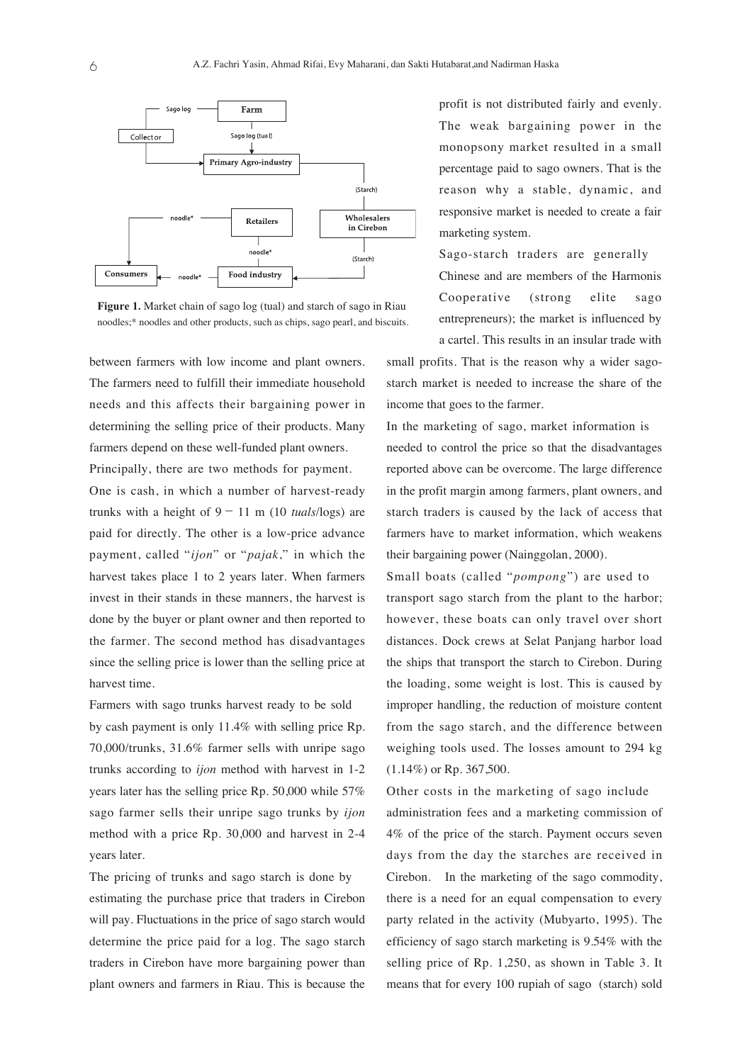**Figure 1.** Market chain of sago log (tual) and starch of sago in Riau noodles;* noodles and other products, such as chips, sago pearl, and biscuits.

between farmers with low income and plant owners. The farmers need to fulfill their immediate household needs and this affects their bargaining power in determining the selling price of their products. Many farmers depend on these well-funded plant owners.

Principally, there are two methods for payment. One is cash, in which a number of harvest-ready trunks with a height of 9 − 11 m (10 *tuals*/logs) are paid for directly. The other is a low-price advance payment, called "*ijon*" or "*pajak*," in which the harvest takes place 1 to 2 years later. When farmers invest in their stands in these manners, the harvest is done by the buyer or plant owner and then reported to the farmer. The second method has disadvantages since the selling price is lower than the selling price at harvest time.

Farmers with sago trunks harvest ready to be sold by cash payment is only 11.4% with selling price Rp. 70,000/trunks, 31.6% farmer sells with unripe sago trunks according to *ijon* method with harvest in 1-2 years later has the selling price Rp. 50,000 while 57% sago farmer sells their unripe sago trunks by *ijon* method with a price Rp. 30,000 and harvest in 2-4 years later.

The pricing of trunks and sago starch is done by estimating the purchase price that traders in Cirebon will pay. Fluctuations in the price of sago starch would determine the price paid for a log. The sago starch traders in Cirebon have more bargaining power than plant owners and farmers in Riau. This is because the profit is not distributed fairly and evenly. The weak bargaining power in the monopsony market resulted in a small percentage paid to sago owners. That is the reason why a stable, dynamic, and responsive market is needed to create a fair marketing system.

Sago-starch traders are generally Chinese and are members of the Harmonis Cooperative (strong elite sago entrepreneurs); the market is influenced by a cartel. This results in an insular trade with small profits. That is the reason why a wider sago-starch market is needed to increase the share of the income that goes to the farmer.

In the marketing of sago, market information is needed to control the price so that the disadvantages reported above can be overcome. The large difference in the profit margin among farmers, plant owners, and starch traders is caused by the lack of access that farmers have to market information, which weakens their bargaining power (Nainggolan, 2000).

Small boats (called "*pompong*") are used to transport sago starch from the plant to the harbor; however, these boats can only travel over short distances. Dock crews at Selat Panjang harbor load the ships that transport the starch to Cirebon. During the loading, some weight is lost. This is caused by improper handling, the reduction of moisture content from the sago starch, and the difference between weighing tools used. The losses amount to 294 kg (1.14%) or Rp. 367,500.

Other costs in the marketing of sago include administration fees and a marketing commission of 4% of the price of the starch. Payment occurs seven days from the day the starches are received in Cirebon. In the marketing of the sago commodity, there is a need for an equal compensation to every party related in the activity (Mubyarto, 1995). The efficiency of sago starch marketing is 9.54% with the selling price of Rp. 1,250, as shown in Table 3. It means that for every 100 rupiah of sago (starch) sold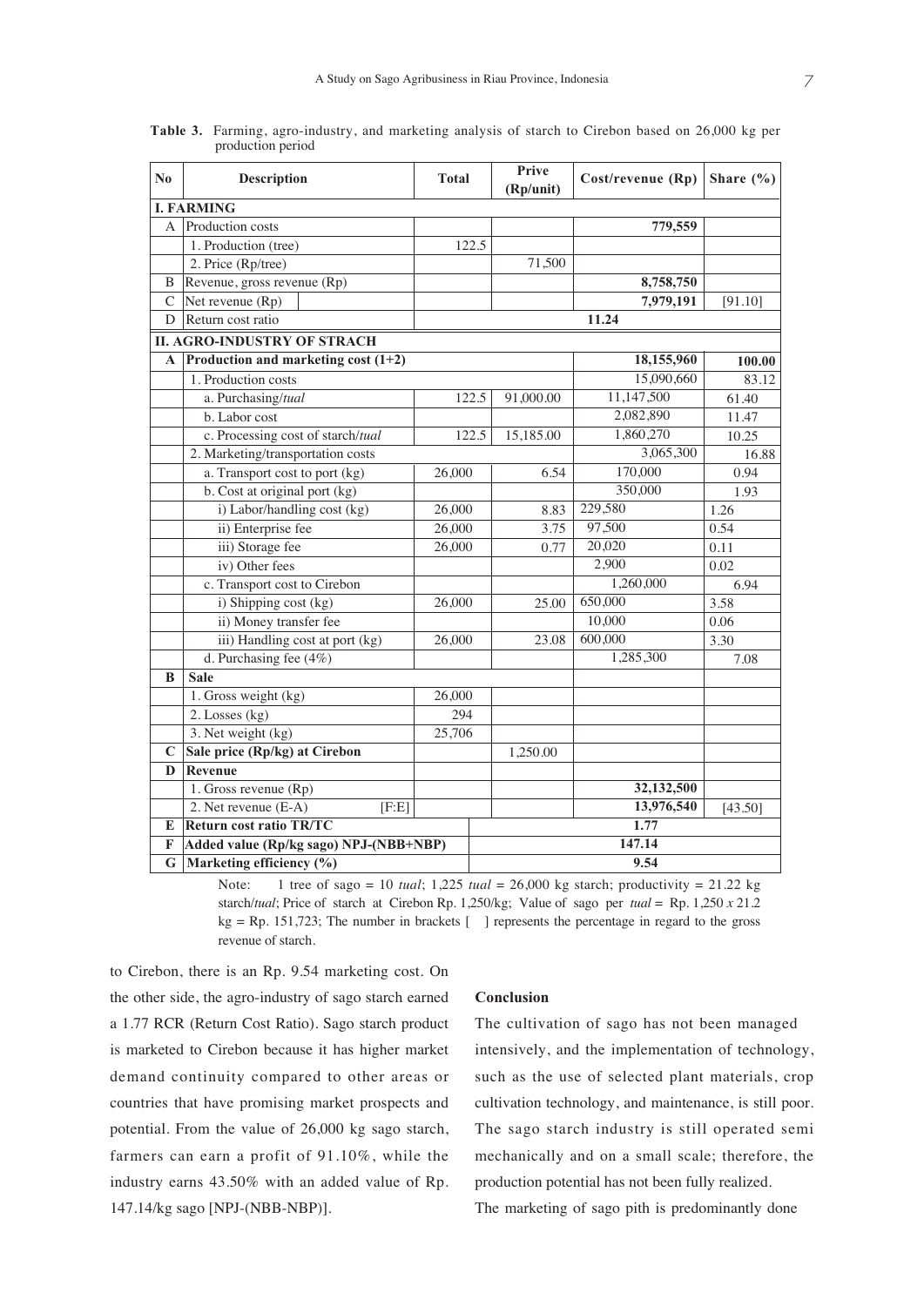**Table 3.** Farming, agro-industry, and marketing analysis of starch to Cirebon based on 26,000 kg per production period

| No | Description | Total | Prive (Rp/unit) | Cost/revenue (Rp) | Share (%) |
|---|---|---|---|---|---|
| **I. FARMING** | | | | | |
| A | Production costs | | | **779,559** | |
| | 1. Production (tree) | 122.5 | | | |
| | 2. Price (Rp/tree) | | 71,500 | | |
| B | Revenue, gross revenue (Rp) | | | **8,758,750** | |
| C | Net revenue (Rp) | | | **7,979,191** | [91.10] |
| D | Return cost ratio | | | **11.24** | |
| **II. AGRO-INDUSTRY OF STRACH** | | | | | |
| **A** | **Production and marketing cost (1+2)** | | | **18,155,960** | **100.00** |
| | 1. Production costs | | | 15,090,660 | 83.12 |
| | a. Purchasing/*tual* | 122.5 | 91,000.00 | 11,147,500 | 61.40 |
| | b. Labor cost | | | 2,082,890 | 11.47 |
| | c. Processing cost of starch/*tual* | 122.5 | 15,185.00 | 1,860,270 | 10.25 |
| | 2. Marketing/transportation costs | | | 3,065,300 | 16.88 |
| | a. Transport cost to port (kg) | 26,000 | 6.54 | 170,000 | 0.94 |
| | b. Cost at original port (kg) | | | 350,000 | 1.93 |
| | i) Labor/handling cost (kg) | 26,000 | 8.83 | 229,580 | 1.26 |
| | ii) Enterprise fee | 26,000 | 3.75 | 97,500 | 0.54 |
| | iii) Storage fee | 26,000 | 0.77 | 20,020 | 0.11 |
| | iv) Other fees | | | 2,900 | 0.02 |
| | c. Transport cost to Cirebon | | | 1,260,000 | 6.94 |
| | i) Shipping cost (kg) | 26,000 | 25.00 | 650,000 | 3.58 |
| | ii) Money transfer fee | | | 10,000 | 0.06 |
| | iii) Handling cost at port (kg) | 26,000 | 23.08 | 600,000 | 3.30 |
| | d. Purchasing fee (4%) | | | 1,285,300 | 7.08 |
| **B** | **Sale** | | | | |
| | 1. Gross weight (kg) | 26,000 | | | |
| | 2. Losses (kg) | 294 | | | |
| | 3. Net weight (kg) | 25,706 | | | |
| **C** | **Sale price (Rp/kg) at Cirebon** | | 1,250.00 | | |
| **D** | **Revenue** | | | | |
| | 1. Gross revenue (Rp) | | | **32,132,500** | |
| | 2. Net revenue (E-A) [F:E] | | | **13,976,540** | [43.50] |
| **E** | **Return cost ratio TR/TC** | | | **1.77** | |
| **F** | **Added value (Rp/kg sago) NPJ-(NBB+NBP)** | | | **147.14** | |
| **G** | **Marketing efficiency (%)** | | | **9.54** | |

Note: 1 tree of sago = 10 *tual*; 1,225 *tual* = 26,000 kg starch; productivity = 21.22 kg starch/*tual*; Price of starch at Cirebon Rp. 1,250/kg; Value of sago per *tual* = Rp. 1,250 *x* 21.2 kg = Rp. 151,723; The number in brackets [ ] represents the percentage in regard to the gross revenue of starch.

to Cirebon, there is an Rp. 9.54 marketing cost. On the other side, the agro-industry of sago starch earned a 1.77 RCR (Return Cost Ratio). Sago starch product is marketed to Cirebon because it has higher market demand continuity compared to other areas or countries that have promising market prospects and potential. From the value of 26,000 kg sago starch, farmers can earn a profit of 91.10%, while the industry earns 43.50% with an added value of Rp. 147.14/kg sago [NPJ-(NBB-NBP)].

## Conclusion

The cultivation of sago has not been managed intensively, and the implementation of technology, such as the use of selected plant materials, crop cultivation technology, and maintenance, is still poor. The sago starch industry is still operated semi mechanically and on a small scale; therefore, the production potential has not been fully realized.

The marketing of sago pith is predominantly done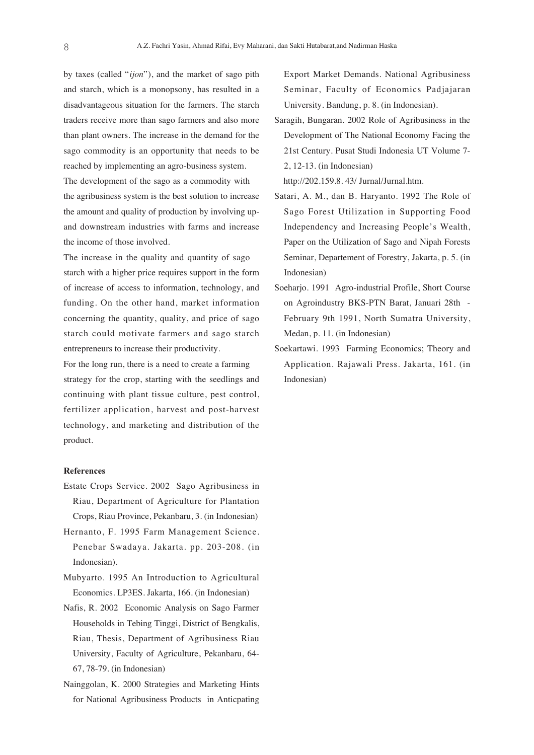by taxes (called "*ijon*"), and the market of sago pith and starch, which is a monopsony, has resulted in a disadvantageous situation for the farmers. The starch traders receive more than sago farmers and also more than plant owners. The increase in the demand for the sago commodity is an opportunity that needs to be reached by implementing an agro-business system.

The development of the sago as a commodity with the agribusiness system is the best solution to increase the amount and quality of production by involving up- and downstream industries with farms and increase the income of those involved.

The increase in the quality and quantity of sago starch with a higher price requires support in the form of increase of access to information, technology, and funding. On the other hand, market information concerning the quantity, quality, and price of sago starch could motivate farmers and sago starch entrepreneurs to increase their productivity.

For the long run, there is a need to create a farming strategy for the crop, starting with the seedlings and continuing with plant tissue culture, pest control, fertilizer application, harvest and post-harvest technology, and marketing and distribution of the product.

**References**

Estate Crops Service. 2002 Sago Agribusiness in Riau, Department of Agriculture for Plantation Crops, Riau Province, Pekanbaru, 3. (in Indonesian)

Hernanto, F. 1995 Farm Management Science. Penebar Swadaya. Jakarta. pp. 203-208. (in Indonesian).

Mubyarto. 1995 An Introduction to Agricultural Economics. LP3ES. Jakarta, 166. (in Indonesian)

Nafis, R. 2002 Economic Analysis on Sago Farmer Households in Tebing Tinggi, District of Bengkalis, Riau, Thesis, Department of Agribusiness Riau University, Faculty of Agriculture, Pekanbaru, 64-67, 78-79. (in Indonesian)

Nainggolan, K. 2000 Strategies and Marketing Hints for National Agribusiness Products in Anticpating Export Market Demands. National Agribusiness Seminar, Faculty of Economics Padjajaran University. Bandung, p. 8. (in Indonesian).

Saragih, Bungaran. 2002 Role of Agribusiness in the Development of The National Economy Facing the 21st Century. Pusat Studi Indonesia UT Volume 7-2, 12-13. (in Indonesian) http://202.159.8. 43/ Jurnal/Jurnal.htm.

Satari, A. M., dan B. Haryanto. 1992 The Role of Sago Forest Utilization in Supporting Food Independency and Increasing People's Wealth, Paper on the Utilization of Sago and Nipah Forests Seminar, Departement of Forestry, Jakarta, p. 5. (in Indonesian)

Soeharjo. 1991 Agro-industrial Profile, Short Course on Agroindustry BKS-PTN Barat, Januari 28th - February 9th 1991, North Sumatra University, Medan, p. 11. (in Indonesian)

Soekartawi. 1993 Farming Economics; Theory and Application. Rajawali Press. Jakarta, 161. (in Indonesian)